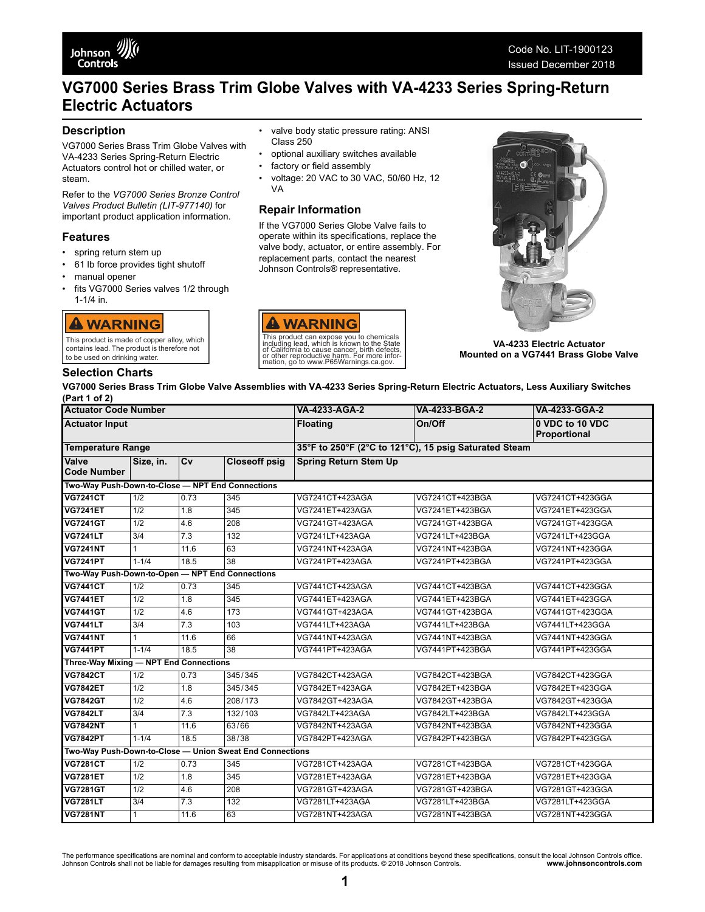# VG7000 Series Brass Trim Globe Valves with VA-4233 Series Spring-Return Electric Actuators

## Description

VG7000 Series Brass Trim Globe Valves with VA-4233 Series Spring-Return Electric Actuators control hot or chilled water, or steam.

Refer to the *VG7000 Series Bronze Control Valves Product Bulletin (LIT-977140)* for important product application information.

## Features

- spring return stem up
- 61 lb force provides tight shutoff
- manual opener
- fits VG7000 Series valves 1/2 through 1-1/4 in.
- valve body static pressure rating: ANSI Class 250
- optional auxiliary switches available
- factory or field assembly
- voltage: 20 VAC to 30 VAC, 50/60 Hz, 12 VA

**⚠ WARNING**

This product is made of copper alloy, which contains lead. The product is therefore not to be used on drinking water.

## Repair Information

If the VG7000 Series Globe Valve fails to operate within its specifications, replace the valve body, actuator, or entire assembly. For replacement parts, contact the nearest Johnson Controls® representative.

**⚠ WARNING**

This product can expose you to chemicals including lead, which is known to the State of California to cause cancer, birth defects, or other reproductive harm. For more information, go to www.P65Warnings.ca.gov.

**VA-4233 Electric Actuator Mounted on a VG7441 Brass Globe Valve**

## Selection Charts

**VG7000 Series Brass Trim Globe Valve Assemblies with VA-4233 Series Spring-Return Electric Actuators, Less Auxiliary Switches (Part 1 of 2)**

| Actuator Code Number | | | | VA-4233-AGA-2 | VA-4233-BGA-2 | VA-4233-GGA-2 |
|---|---|---|---|---|---|---|
| **Actuator Input** | | | | **Floating** | **On/Off** | **0 VDC to 10 VDC Proportional** |
| **Temperature Range** | | | | **35°F to 250°F (2°C to 121°C), 15 psig Saturated Steam** | | |
| **Valve Code Number** | **Size, in.** | **Cv** | **Closeoff psig** | **Spring Return Stem Up** | | |
| **Two-Way Push-Down-to-Close — NPT End Connections** | | | | | | |
| **VG7241CT** | 1/2 | 0.73 | 345 | VG7241CT+423AGA | VG7241CT+423BGA | VG7241CT+423GGA |
| **VG7241ET** | 1/2 | 1.8 | 345 | VG7241ET+423AGA | VG7241ET+423BGA | VG7241ET+423GGA |
| **VG7241GT** | 1/2 | 4.6 | 208 | VG7241GT+423AGA | VG7241GT+423BGA | VG7241GT+423GGA |
| **VG7241LT** | 3/4 | 7.3 | 132 | VG7241LT+423AGA | VG7241LT+423BGA | VG7241LT+423GGA |
| **VG7241NT** | 1 | 11.6 | 63 | VG7241NT+423AGA | VG7241NT+423BGA | VG7241NT+423GGA |
| **VG7241PT** | 1-1/4 | 18.5 | 38 | VG7241PT+423AGA | VG7241PT+423BGA | VG7241PT+423GGA |
| **Two-Way Push-Down-to-Open — NPT End Connections** | | | | | | |
| **VG7441CT** | 1/2 | 0.73 | 345 | VG7441CT+423AGA | VG7441CT+423BGA | VG7441CT+423GGA |
| **VG7441ET** | 1/2 | 1.8 | 345 | VG7441ET+423AGA | VG7441ET+423BGA | VG7441ET+423GGA |
| **VG7441GT** | 1/2 | 4.6 | 173 | VG7441GT+423AGA | VG7441GT+423BGA | VG7441GT+423GGA |
| **VG7441LT** | 3/4 | 7.3 | 103 | VG7441LT+423AGA | VG7441LT+423BGA | VG7441LT+423GGA |
| **VG7441NT** | 1 | 11.6 | 66 | VG7441NT+423AGA | VG7441NT+423BGA | VG7441NT+423GGA |
| **VG7441PT** | 1-1/4 | 18.5 | 38 | VG7441PT+423AGA | VG7441PT+423BGA | VG7441PT+423GGA |
| **Three-Way Mixing — NPT End Connections** | | | | | | |
| **VG7842CT** | 1/2 | 0.73 | 345/345 | VG7842CT+423AGA | VG7842CT+423BGA | VG7842CT+423GGA |
| **VG7842ET** | 1/2 | 1.8 | 345/345 | VG7842ET+423AGA | VG7842ET+423BGA | VG7842ET+423GGA |
| **VG7842GT** | 1/2 | 4.6 | 208/173 | VG7842GT+423AGA | VG7842GT+423BGA | VG7842GT+423GGA |
| **VG7842LT** | 3/4 | 7.3 | 132/103 | VG7842LT+423AGA | VG7842LT+423BGA | VG7842LT+423GGA |
| **VG7842NT** | 1 | 11.6 | 63/66 | VG7842NT+423AGA | VG7842NT+423BGA | VG7842NT+423GGA |
| **VG7842PT** | 1-1/4 | 18.5 | 38/38 | VG7842PT+423AGA | VG7842PT+423BGA | VG7842PT+423GGA |
| **Two-Way Push-Down-to-Close — Union Sweat End Connections** | | | | | | |
| **VG7281CT** | 1/2 | 0.73 | 345 | VG7281CT+423AGA | VG7281CT+423BGA | VG7281CT+423GGA |
| **VG7281ET** | 1/2 | 1.8 | 345 | VG7281ET+423AGA | VG7281ET+423BGA | VG7281ET+423GGA |
| **VG7281GT** | 1/2 | 4.6 | 208 | VG7281GT+423AGA | VG7281GT+423BGA | VG7281GT+423GGA |
| **VG7281LT** | 3/4 | 7.3 | 132 | VG7281LT+423AGA | VG7281LT+423BGA | VG7281LT+423GGA |
| **VG7281NT** | 1 | 11.6 | 63 | VG7281NT+423AGA | VG7281NT+423BGA | VG7281NT+423GGA |

The performance specifications are nominal and conform to acceptable industry standards. For applications at conditions beyond these specifications, consult the local Johnson Controls office. Johnson Controls shall not be liable for damages resulting from misapplication or misuse of its products. © 2018 Johnson Controls.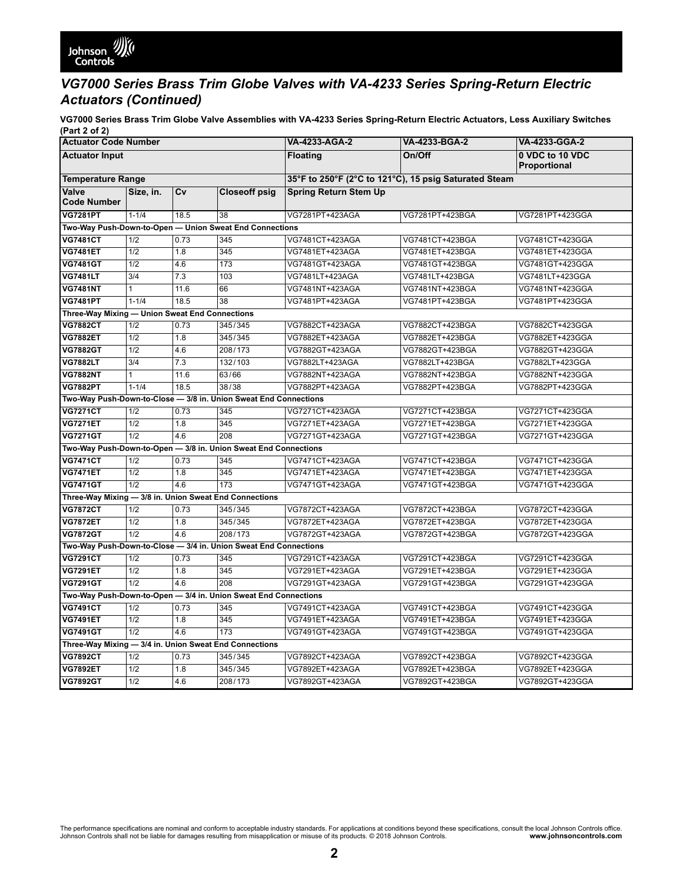## VG7000 Series Brass Trim Globe Valves with VA-4233 Series Spring-Return Electric Actuators (Continued)

**VG7000 Series Brass Trim Globe Valve Assemblies with VA-4233 Series Spring-Return Electric Actuators, Less Auxiliary Switches (Part 2 of 2)**

| Actuator Code Number | | | | VA-4233-AGA-2 | VA-4233-BGA-2 | VA-4233-GGA-2 |
|---|---|---|---|---|---|---|
| **Actuator Input** | | | | **Floating** | **On/Off** | **0 VDC to 10 VDC Proportional** |
| **Temperature Range** | | | | **35°F to 250°F (2°C to 121°C), 15 psig Saturated Steam** | | |
| **Valve Code Number** | **Size, in.** | **Cv** | **Closeoff psig** | **Spring Return Stem Up** | | |
| **VG7281PT** | 1-1/4 | 18.5 | 38 | VG7281PT+423AGA | VG7281PT+423BGA | VG7281PT+423GGA |
| **Two-Way Push-Down-to-Open — Union Sweat End Connections** | | | | | | |
| **VG7481CT** | 1/2 | 0.73 | 345 | VG7481CT+423AGA | VG7481CT+423BGA | VG7481CT+423GGA |
| **VG7481ET** | 1/2 | 1.8 | 345 | VG7481ET+423AGA | VG7481ET+423BGA | VG7481ET+423GGA |
| **VG7481GT** | 1/2 | 4.6 | 173 | VG7481GT+423AGA | VG7481GT+423BGA | VG7481GT+423GGA |
| **VG7481LT** | 3/4 | 7.3 | 103 | VG7481LT+423AGA | VG7481LT+423BGA | VG7481LT+423GGA |
| **VG7481NT** | 1 | 11.6 | 66 | VG7481NT+423AGA | VG7481NT+423BGA | VG7481NT+423GGA |
| **VG7481PT** | 1-1/4 | 18.5 | 38 | VG7481PT+423AGA | VG7481PT+423BGA | VG7481PT+423GGA |
| **Three-Way Mixing — Union Sweat End Connections** | | | | | | |
| **VG7882CT** | 1/2 | 0.73 | 345/345 | VG7882CT+423AGA | VG7882CT+423BGA | VG7882CT+423GGA |
| **VG7882ET** | 1/2 | 1.8 | 345/345 | VG7882ET+423AGA | VG7882ET+423BGA | VG7882ET+423GGA |
| **VG7882GT** | 1/2 | 4.6 | 208/173 | VG7882GT+423AGA | VG7882GT+423BGA | VG7882GT+423GGA |
| **VG7882LT** | 3/4 | 7.3 | 132/103 | VG7882LT+423AGA | VG7882LT+423BGA | VG7882LT+423GGA |
| **VG7882NT** | 1 | 11.6 | 63/66 | VG7882NT+423AGA | VG7882NT+423BGA | VG7882NT+423GGA |
| **VG7882PT** | 1-1/4 | 18.5 | 38/38 | VG7882PT+423AGA | VG7882PT+423BGA | VG7882PT+423GGA |
| **Two-Way Push-Down-to-Close — 3/8 in. Union Sweat End Connections** | | | | | | |
| **VG7271CT** | 1/2 | 0.73 | 345 | VG7271CT+423AGA | VG7271CT+423BGA | VG7271CT+423GGA |
| **VG7271ET** | 1/2 | 1.8 | 345 | VG7271ET+423AGA | VG7271ET+423BGA | VG7271ET+423GGA |
| **VG7271GT** | 1/2 | 4.6 | 208 | VG7271GT+423AGA | VG7271GT+423BGA | VG7271GT+423GGA |
| **Two-Way Push-Down-to-Open — 3/8 in. Union Sweat End Connections** | | | | | | |
| **VG7471CT** | 1/2 | 0.73 | 345 | VG7471CT+423AGA | VG7471CT+423BGA | VG7471CT+423GGA |
| **VG7471ET** | 1/2 | 1.8 | 345 | VG7471ET+423AGA | VG7471ET+423BGA | VG7471ET+423GGA |
| **VG7471GT** | 1/2 | 4.6 | 173 | VG7471GT+423AGA | VG7471GT+423BGA | VG7471GT+423GGA |
| **Three-Way Mixing — 3/8 in. Union Sweat End Connections** | | | | | | |
| **VG7872CT** | 1/2 | 0.73 | 345/345 | VG7872CT+423AGA | VG7872CT+423BGA | VG7872CT+423GGA |
| **VG7872ET** | 1/2 | 1.8 | 345/345 | VG7872ET+423AGA | VG7872ET+423BGA | VG7872ET+423GGA |
| **VG7872GT** | 1/2 | 4.6 | 208/173 | VG7872GT+423AGA | VG7872GT+423BGA | VG7872GT+423GGA |
| **Two-Way Push-Down-to-Close — 3/4 in. Union Sweat End Connections** | | | | | | |
| **VG7291CT** | 1/2 | 0.73 | 345 | VG7291CT+423AGA | VG7291CT+423BGA | VG7291CT+423GGA |
| **VG7291ET** | 1/2 | 1.8 | 345 | VG7291ET+423AGA | VG7291ET+423BGA | VG7291ET+423GGA |
| **VG7291GT** | 1/2 | 4.6 | 208 | VG7291GT+423AGA | VG7291GT+423BGA | VG7291GT+423GGA |
| **Two-Way Push-Down-to-Open — 3/4 in. Union Sweat End Connections** | | | | | | |
| **VG7491CT** | 1/2 | 0.73 | 345 | VG7491CT+423AGA | VG7491CT+423BGA | VG7491CT+423GGA |
| **VG7491ET** | 1/2 | 1.8 | 345 | VG7491ET+423AGA | VG7491ET+423BGA | VG7491ET+423GGA |
| **VG7491GT** | 1/2 | 4.6 | 173 | VG7491GT+423AGA | VG7491GT+423BGA | VG7491GT+423GGA |
| **Three-Way Mixing — 3/4 in. Union Sweat End Connections** | | | | | | |
| **VG7892CT** | 1/2 | 0.73 | 345/345 | VG7892CT+423AGA | VG7892CT+423BGA | VG7892CT+423GGA |
| **VG7892ET** | 1/2 | 1.8 | 345/345 | VG7892ET+423AGA | VG7892ET+423BGA | VG7892ET+423GGA |
| **VG7892GT** | 1/2 | 4.6 | 208/173 | VG7892GT+423AGA | VG7892GT+423BGA | VG7892GT+423GGA |

The performance specifications are nominal and conform to acceptable industry standards. For applications at conditions beyond these specifications, consult the local Johnson Controls office. Johnson Controls shall not be liable for damages resulting from misapplication or misuse of its products. © 2018 Johnson Controls. **www.johnsoncontrols.com**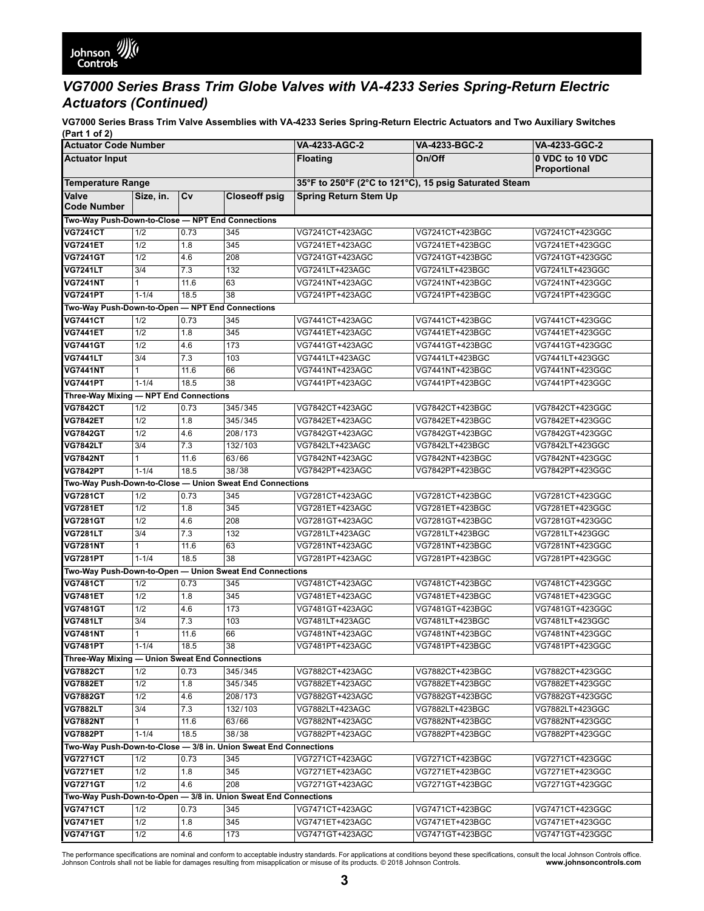## VG7000 Series Brass Trim Globe Valves with VA-4233 Series Spring-Return Electric Actuators (Continued)

**VG7000 Series Brass Trim Valve Assemblies with VA-4233 Series Spring-Return Electric Actuators and Two Auxiliary Switches (Part 1 of 2)**

| Actuator Code Number | | | | VA-4233-AGC-2 | VA-4233-BGC-2 | VA-4233-GGC-2 |
|---|---|---|---|---|---|---|
| **Actuator Input** | | | | **Floating** | **On/Off** | **0 VDC to 10 VDC Proportional** |
| **Temperature Range** | | | | **35°F to 250°F (2°C to 121°C), 15 psig Saturated Steam** | | |
| **Valve Code Number** | **Size, in.** | **Cv** | **Closeoff psig** | **Spring Return Stem Up** | | |
| **Two-Way Push-Down-to-Close — NPT End Connections** | | | | | | |
| **VG7241CT** | 1/2 | 0.73 | 345 | VG7241CT+423AGC | VG7241CT+423BGC | VG7241CT+423GGC |
| **VG7241ET** | 1/2 | 1.8 | 345 | VG7241ET+423AGC | VG7241ET+423BGC | VG7241ET+423GGC |
| **VG7241GT** | 1/2 | 4.6 | 208 | VG7241GT+423AGC | VG7241GT+423BGC | VG7241GT+423GGC |
| **VG7241LT** | 3/4 | 7.3 | 132 | VG7241LT+423AGC | VG7241LT+423BGC | VG7241LT+423GGC |
| **VG7241NT** | 1 | 11.6 | 63 | VG7241NT+423AGC | VG7241NT+423BGC | VG7241NT+423GGC |
| **VG7241PT** | 1-1/4 | 18.5 | 38 | VG7241PT+423AGC | VG7241PT+423BGC | VG7241PT+423GGC |
| **Two-Way Push-Down-to-Open — NPT End Connections** | | | | | | |
| **VG7441CT** | 1/2 | 0.73 | 345 | VG7441CT+423AGC | VG7441CT+423BGC | VG7441CT+423GGC |
| **VG7441ET** | 1/2 | 1.8 | 345 | VG7441ET+423AGC | VG7441ET+423BGC | VG7441ET+423GGC |
| **VG7441GT** | 1/2 | 4.6 | 173 | VG7441GT+423AGC | VG7441GT+423BGC | VG7441GT+423GGC |
| **VG7441LT** | 3/4 | 7.3 | 103 | VG7441LT+423AGC | VG7441LT+423BGC | VG7441LT+423GGC |
| **VG7441NT** | 1 | 11.6 | 66 | VG7441NT+423AGC | VG7441NT+423BGC | VG7441NT+423GGC |
| **VG7441PT** | 1-1/4 | 18.5 | 38 | VG7441PT+423AGC | VG7441PT+423BGC | VG7441PT+423GGC |
| **Three-Way Mixing — NPT End Connections** | | | | | | |
| **VG7842CT** | 1/2 | 0.73 | 345/345 | VG7842CT+423AGC | VG7842CT+423BGC | VG7842CT+423GGC |
| **VG7842ET** | 1/2 | 1.8 | 345/345 | VG7842ET+423AGC | VG7842ET+423BGC | VG7842ET+423GGC |
| **VG7842GT** | 1/2 | 4.6 | 208/173 | VG7842GT+423AGC | VG7842GT+423BGC | VG7842GT+423GGC |
| **VG7842LT** | 3/4 | 7.3 | 132/103 | VG7842LT+423AGC | VG7842LT+423BGC | VG7842LT+423GGC |
| **VG7842NT** | 1 | 11.6 | 63/66 | VG7842NT+423AGC | VG7842NT+423BGC | VG7842NT+423GGC |
| **VG7842PT** | 1-1/4 | 18.5 | 38/38 | VG7842PT+423AGC | VG7842PT+423BGC | VG7842PT+423GGC |
| **Two-Way Push-Down-to-Close — Union Sweat End Connections** | | | | | | |
| **VG7281CT** | 1/2 | 0.73 | 345 | VG7281CT+423AGC | VG7281CT+423BGC | VG7281CT+423GGC |
| **VG7281ET** | 1/2 | 1.8 | 345 | VG7281ET+423AGC | VG7281ET+423BGC | VG7281ET+423GGC |
| **VG7281GT** | 1/2 | 4.6 | 208 | VG7281GT+423AGC | VG7281GT+423BGC | VG7281GT+423GGC |
| **VG7281LT** | 3/4 | 7.3 | 132 | VG7281LT+423AGC | VG7281LT+423BGC | VG7281LT+423GGC |
| **VG7281NT** | 1 | 11.6 | 63 | VG7281NT+423AGC | VG7281NT+423BGC | VG7281NT+423GGC |
| **VG7281PT** | 1-1/4 | 18.5 | 38 | VG7281PT+423AGC | VG7281PT+423BGC | VG7281PT+423GGC |
| **Two-Way Push-Down-to-Open — Union Sweat End Connections** | | | | | | |
| **VG7481CT** | 1/2 | 0.73 | 345 | VG7481CT+423AGC | VG7481CT+423BGC | VG7481CT+423GGC |
| **VG7481ET** | 1/2 | 1.8 | 345 | VG7481ET+423AGC | VG7481ET+423BGC | VG7481ET+423GGC |
| **VG7481GT** | 1/2 | 4.6 | 173 | VG7481GT+423AGC | VG7481GT+423BGC | VG7481GT+423GGC |
| **VG7481LT** | 3/4 | 7.3 | 103 | VG7481LT+423AGC | VG7481LT+423BGC | VG7481LT+423GGC |
| **VG7481NT** | 1 | 11.6 | 66 | VG7481NT+423AGC | VG7481NT+423BGC | VG7481NT+423GGC |
| **VG7481PT** | 1-1/4 | 18.5 | 38 | VG7481PT+423AGC | VG7481PT+423BGC | VG7481PT+423GGC |
| **Three-Way Mixing — Union Sweat End Connections** | | | | | | |
| **VG7882CT** | 1/2 | 0.73 | 345/345 | VG7882CT+423AGC | VG7882CT+423BGC | VG7882CT+423GGC |
| **VG7882ET** | 1/2 | 1.8 | 345/345 | VG7882ET+423AGC | VG7882ET+423BGC | VG7882ET+423GGC |
| **VG7882GT** | 1/2 | 4.6 | 208/173 | VG7882GT+423AGC | VG7882GT+423BGC | VG7882GT+423GGC |
| **VG7882LT** | 3/4 | 7.3 | 132/103 | VG7882LT+423AGC | VG7882LT+423BGC | VG7882LT+423GGC |
| **VG7882NT** | 1 | 11.6 | 63/66 | VG7882NT+423AGC | VG7882NT+423BGC | VG7882NT+423GGC |
| **VG7882PT** | 1-1/4 | 18.5 | 38/38 | VG7882PT+423AGC | VG7882PT+423BGC | VG7882PT+423GGC |
| **Two-Way Push-Down-to-Close — 3/8 in. Union Sweat End Connections** | | | | | | |
| **VG7271CT** | 1/2 | 0.73 | 345 | VG7271CT+423AGC | VG7271CT+423BGC | VG7271CT+423GGC |
| **VG7271ET** | 1/2 | 1.8 | 345 | VG7271ET+423AGC | VG7271ET+423BGC | VG7271ET+423GGC |
| **VG7271GT** | 1/2 | 4.6 | 208 | VG7271GT+423AGC | VG7271GT+423BGC | VG7271GT+423GGC |
| **Two-Way Push-Down-to-Open — 3/8 in. Union Sweat End Connections** | | | | | | |
| **VG7471CT** | 1/2 | 0.73 | 345 | VG7471CT+423AGC | VG7471CT+423BGC | VG7471CT+423GGC |
| **VG7471ET** | 1/2 | 1.8 | 345 | VG7471ET+423AGC | VG7471ET+423BGC | VG7471ET+423GGC |
| **VG7471GT** | 1/2 | 4.6 | 173 | VG7471GT+423AGC | VG7471GT+423BGC | VG7471GT+423GGC |

The performance specifications are nominal and conform to acceptable industry standards. For applications at conditions beyond these specifications, consult the local Johnson Controls office. Johnson Controls shall not be liable for damages resulting from misapplication or misuse of its products. © 2018 Johnson Controls. **www.johnsoncontrols.com**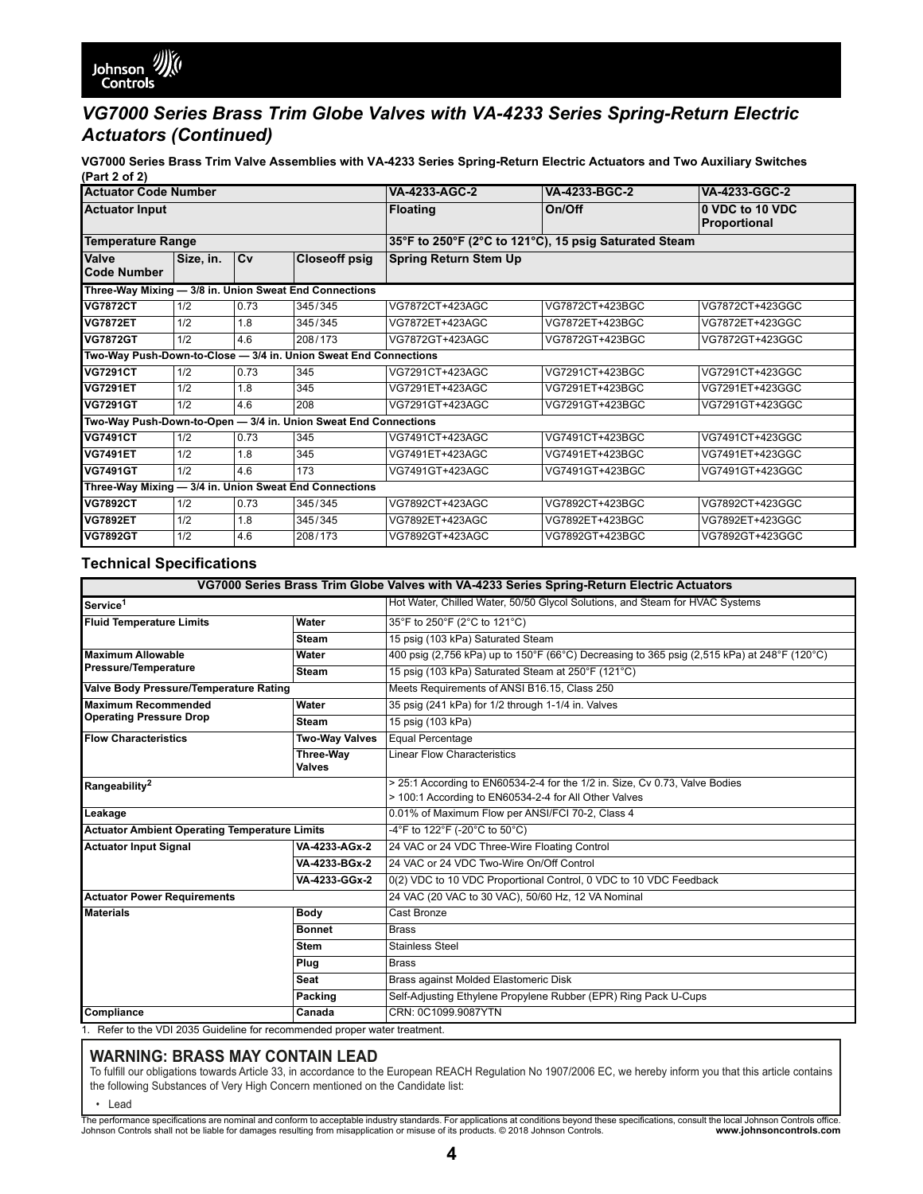# VG7000 Series Brass Trim Globe Valves with VA-4233 Series Spring-Return Electric Actuators (Continued)

**VG7000 Series Brass Trim Valve Assemblies with VA-4233 Series Spring-Return Electric Actuators and Two Auxiliary Switches (Part 2 of 2)**

| Actuator Code Number | | | | VA-4233-AGC-2 | VA-4233-BGC-2 | VA-4233-GGC-2 |
|---|---|---|---|---|---|---|
| **Actuator Input** | | | | **Floating** | **On/Off** | **0 VDC to 10 VDC Proportional** |
| **Temperature Range** | | | | **35°F to 250°F (2°C to 121°C), 15 psig Saturated Steam** | | |
| **Valve Code Number** | **Size, in.** | **Cv** | **Closeoff psig** | **Spring Return Stem Up** | | |
| **Three-Way Mixing — 3/8 in. Union Sweat End Connections** | | | | | | |
| **VG7872CT** | 1/2 | 0.73 | 345/345 | VG7872CT+423AGC | VG7872CT+423BGC | VG7872CT+423GGC |
| **VG7872ET** | 1/2 | 1.8 | 345/345 | VG7872ET+423AGC | VG7872ET+423BGC | VG7872ET+423GGC |
| **VG7872GT** | 1/2 | 4.6 | 208/173 | VG7872GT+423AGC | VG7872GT+423BGC | VG7872GT+423GGC |
| **Two-Way Push-Down-to-Close — 3/4 in. Union Sweat End Connections** | | | | | | |
| **VG7291CT** | 1/2 | 0.73 | 345 | VG7291CT+423AGC | VG7291CT+423BGC | VG7291CT+423GGC |
| **VG7291ET** | 1/2 | 1.8 | 345 | VG7291ET+423AGC | VG7291ET+423BGC | VG7291ET+423GGC |
| **VG7291GT** | 1/2 | 4.6 | 208 | VG7291GT+423AGC | VG7291GT+423BGC | VG7291GT+423GGC |
| **Two-Way Push-Down-to-Open — 3/4 in. Union Sweat End Connections** | | | | | | |
| **VG7491CT** | 1/2 | 0.73 | 345 | VG7491CT+423AGC | VG7491CT+423BGC | VG7491CT+423GGC |
| **VG7491ET** | 1/2 | 1.8 | 345 | VG7491ET+423AGC | VG7491ET+423BGC | VG7491ET+423GGC |
| **VG7491GT** | 1/2 | 4.6 | 173 | VG7491GT+423AGC | VG7491GT+423BGC | VG7491GT+423GGC |
| **Three-Way Mixing — 3/4 in. Union Sweat End Connections** | | | | | | |
| **VG7892CT** | 1/2 | 0.73 | 345/345 | VG7892CT+423AGC | VG7892CT+423BGC | VG7892CT+423GGC |
| **VG7892ET** | 1/2 | 1.8 | 345/345 | VG7892ET+423AGC | VG7892ET+423BGC | VG7892ET+423GGC |
| **VG7892GT** | 1/2 | 4.6 | 208/173 | VG7892GT+423AGC | VG7892GT+423BGC | VG7892GT+423GGC |

## Technical Specifications

| VG7000 Series Brass Trim Globe Valves with VA-4233 Series Spring-Return Electric Actuators | | |
|---|---|---|
| **Service**[1] | | Hot Water, Chilled Water, 50/50 Glycol Solutions, and Steam for HVAC Systems |
| **Fluid Temperature Limits** | **Water** | 35°F to 250°F (2°C to 121°C) |
| | **Steam** | 15 psig (103 kPa) Saturated Steam |
| **Maximum Allowable Pressure/Temperature** | **Water** | 400 psig (2,756 kPa) up to 150°F (66°C) Decreasing to 365 psig (2,515 kPa) at 248°F (120°C) |
| | **Steam** | 15 psig (103 kPa) Saturated Steam at 250°F (121°C) |
| **Valve Body Pressure/Temperature Rating** | | Meets Requirements of ANSI B16.15, Class 250 |
| **Maximum Recommended Operating Pressure Drop** | **Water** | 35 psig (241 kPa) for 1/2 through 1-1/4 in. Valves |
| | **Steam** | 15 psig (103 kPa) |
| **Flow Characteristics** | **Two-Way Valves** | Equal Percentage |
| | **Three-Way Valves** | Linear Flow Characteristics |
| **Rangeability**[2] | | > 25:1 According to EN60534-2-4 for the 1/2 in. Size, Cv 0.73, Valve Bodies<br>> 100:1 According to EN60534-2-4 for All Other Valves |
| **Leakage** | | 0.01% of Maximum Flow per ANSI/FCI 70-2, Class 4 |
| **Actuator Ambient Operating Temperature Limits** | | -4°F to 122°F (-20°C to 50°C) |
| **Actuator Input Signal** | **VA-4233-AGx-2** | 24 VAC or 24 VDC Three-Wire Floating Control |
| | **VA-4233-BGx-2** | 24 VAC or 24 VDC Two-Wire On/Off Control |
| | **VA-4233-GGx-2** | 0(2) VDC to 10 VDC Proportional Control, 0 VDC to 10 VDC Feedback |
| **Actuator Power Requirements** | | 24 VAC (20 VAC to 30 VAC), 50/60 Hz, 12 VA Nominal |
| **Materials** | **Body** | Cast Bronze |
| | **Bonnet** | Brass |
| | **Stem** | Stainless Steel |
| | **Plug** | Brass |
| | **Seat** | Brass against Molded Elastomeric Disk |
| | **Packing** | Self-Adjusting Ethylene Propylene Rubber (EPR) Ring Pack U-Cups |
| **Compliance** | **Canada** | CRN: 0C1099.9087YTN |

1. Refer to the VDI 2035 Guideline for recommended proper water treatment.

## WARNING: BRASS MAY CONTAIN LEAD

To fulfill our obligations towards Article 33, in accordance to the European REACH Regulation No 1907/2006 EC, we hereby inform you that this article contains the following Substances of Very High Concern mentioned on the Candidate list:

- Lead

The performance specifications are nominal and conform to acceptable industry standards. For applications at conditions beyond these specifications, consult the local Johnson Controls office. Johnson Controls shall not be liable for damages resulting from misapplication or misuse of its products. © 2018 Johnson Controls. **www.johnsoncontrols.com**